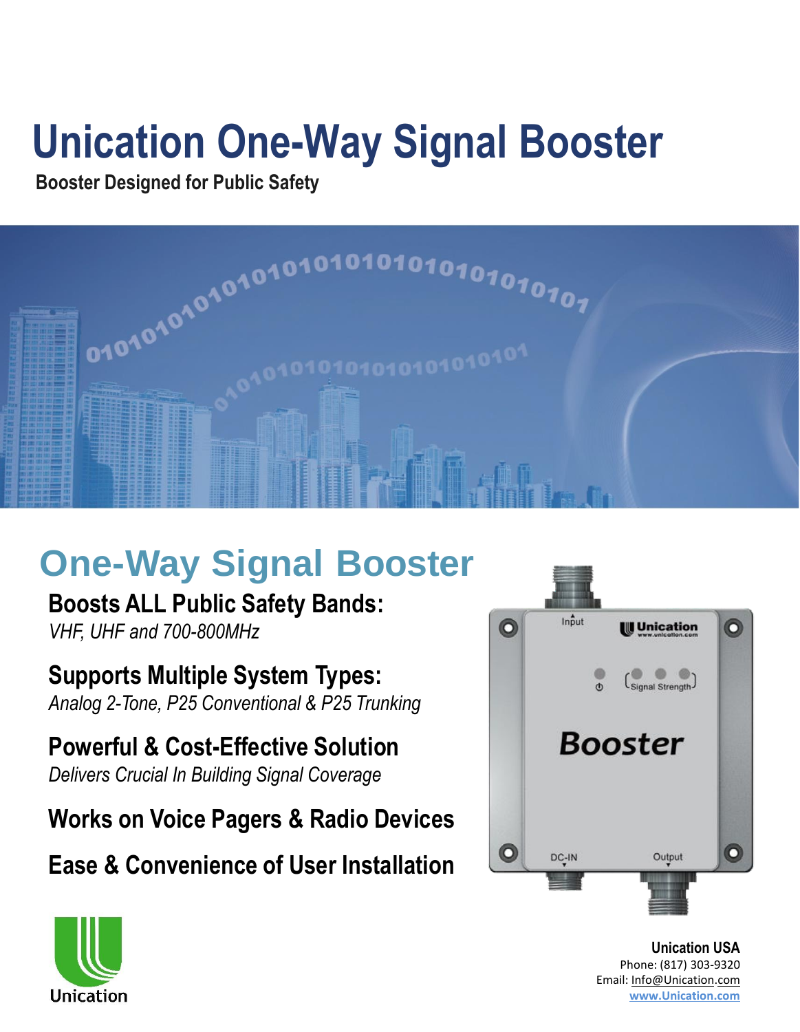# Unication One-Way Signal Booster

**Booster Designed for Public Safety**

## One-Way Signal Booster

**Boosts ALL Public Safety Bands:**
*VHF, UHF and 700-800MHz*

**Supports Multiple System Types:**
*Analog 2-Tone, P25 Conventional & P25 Trunking*

**Powerful & Cost-Effective Solution**
*Delivers Crucial In Building Signal Coverage*

**Works on Voice Pagers & Radio Devices**

**Ease & Convenience of User Installation**

Unication

**Unication USA**
Phone: (817) 303-9320
Email: Info@Unication.com
www.Unication.com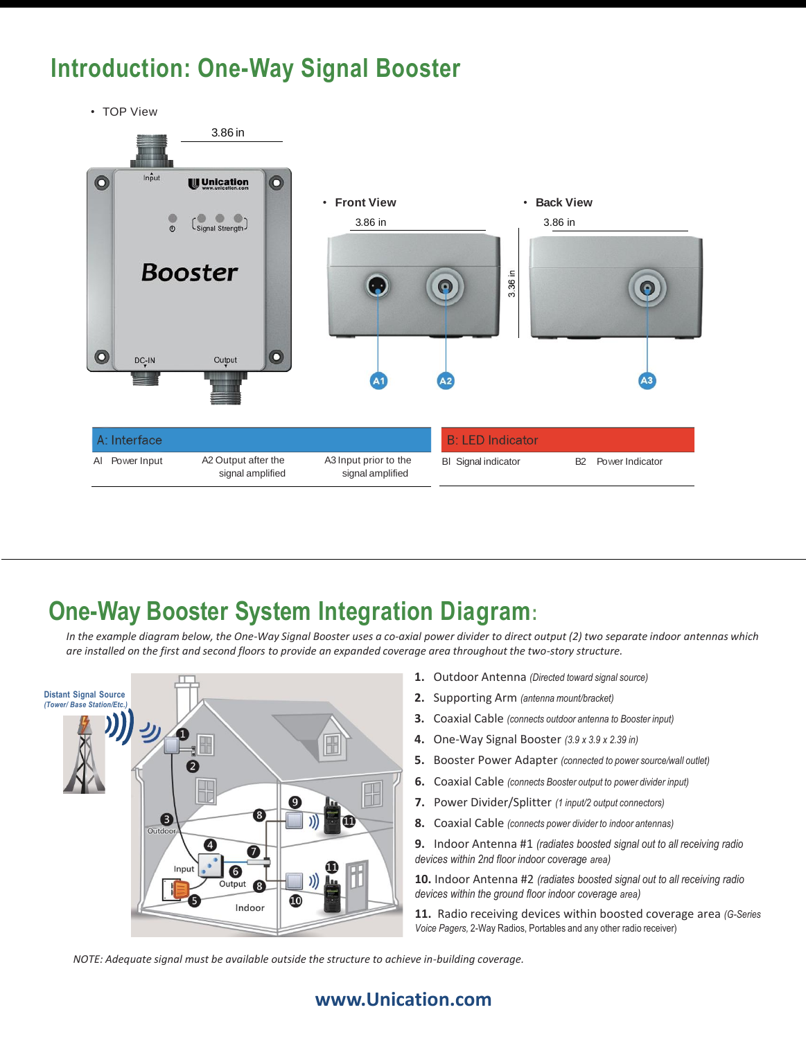# Introduction: One-Way Signal Booster

- TOP View
- Front View
- Back View

| A: Interface | | | B: LED Indicator | |
|---|---|---|---|---|
| Al Power Input | A2 Output after the signal amplified | A3 Input prior to the signal amplified | Bl Signal indicator | B2 Power Indicator |

# One-Way Booster System Integration Diagram:

*In the example diagram below, the One-Way Signal Booster uses a co-axial power divider to direct output (2) two separate indoor antennas which are installed on the first and second floors to provide an expanded coverage area throughout the two-story structure.*

1. Outdoor Antenna *(Directed toward signal source)*
2. Supporting Arm *(antenna mount/bracket)*
3. Coaxial Cable *(connects outdoor antenna to Booster input)*
4. One-Way Signal Booster *(3.9 x 3.9 x 2.39 in)*
5. Booster Power Adapter *(connected to power source/wall outlet)*
6. Coaxial Cable *(connects Booster output to power divider input)*
7. Power Divider/Splitter *(1 input/2 output connectors)*
8. Coaxial Cable *(connects power divider to indoor antennas)*
9. Indoor Antenna #1 *(radiates boosted signal out to all receiving radio devices within 2nd floor indoor coverage area)*
10. Indoor Antenna #2 *(radiates boosted signal out to all receiving radio devices within the ground floor indoor coverage area)*
11. Radio receiving devices within boosted coverage area *(G-Series Voice Pagers,* 2-Way Radios, Portables and any other radio receiver)

*NOTE: Adequate signal must be available outside the structure to achieve in-building coverage.*

**www.Unication.com**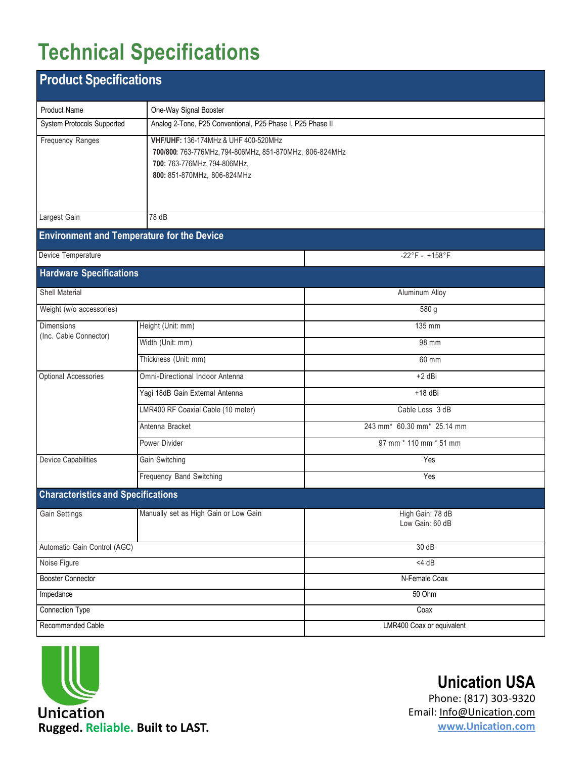# Technical Specifications

## Product Specifications

| | |
|---|---|
| Product Name | One-Way Signal Booster |
| System Protocols Supported | Analog 2-Tone, P25 Conventional, P25 Phase I, P25 Phase II |
| Frequency Ranges | **VHF/UHF:** 136-174MHz & UHF 400-520MHz<br>**700/800:** 763-776MHz, 794-806MHz, 851-870MHz, 806-824MHz<br>**700:** 763-776MHz, 794-806MHz,<br>**800:** 851-870MHz, 806-824MHz |
| Largest Gain | 78 dB |

## Environment and Temperature for the Device

| | | |
|---|---|---|
| Device Temperature | | -22°F - +158°F |

## Hardware Specifications

| | | |
|---|---|---|
| Shell Material | | Aluminum Alloy |
| Weight (w/o accessories) | | 580 g |
| Dimensions (Inc. Cable Connector) | Height (Unit: mm) | 135 mm |
| | Width (Unit: mm) | 98 mm |
| | Thickness (Unit: mm) | 60 mm |
| Optional Accessories | Omni-Directional Indoor Antenna | +2 dBi |
| | Yagi 18dB Gain External Antenna | +18 dBi |
| | LMR400 RF Coaxial Cable (10 meter) | Cable Loss 3 dB |
| | Antenna Bracket | 243 mm* 60.30 mm* 25.14 mm |
| | Power Divider | 97 mm * 110 mm * 51 mm |
| Device Capabilities | Gain Switching | Yes |
| | Frequency Band Switching | Yes |

## Characteristics and Specifications

| | | |
|---|---|---|
| Gain Settings | Manually set as High Gain or Low Gain | High Gain: 78 dB<br>Low Gain: 60 dB |
| Automatic Gain Control (AGC) | | 30 dB |
| Noise Figure | | <4 dB |
| Booster Connector | | N-Female Coax |
| Impedance | | 50 Ohm |
| Connection Type | | Coax |
| Recommended Cable | | LMR400 Coax or equivalent |

Unication
Rugged. Reliable. Built to LAST.

**Unication USA**
Phone: (817) 303-9320
Email: Info@Unication.com
www.Unication.com